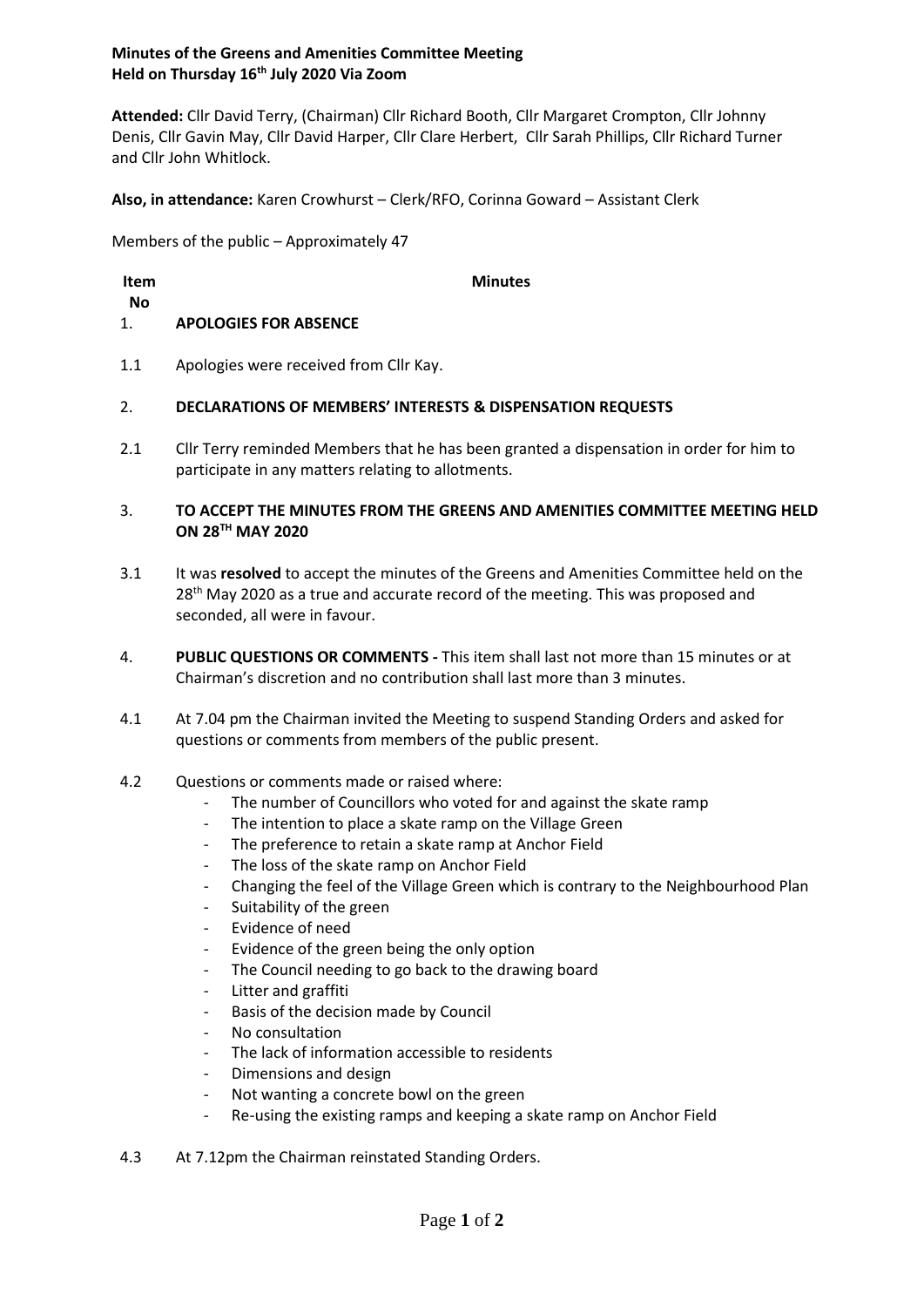**Minutes of the Greens and Amenities Committee Meeting**
**Held on Thursday 16th July 2020 Via Zoom**

**Attended:** Cllr David Terry, (Chairman) Cllr Richard Booth, Cllr Margaret Crompton, Cllr Johnny Denis, Cllr Gavin May, Cllr David Harper, Cllr Clare Herbert, Cllr Sarah Phillips, Cllr Richard Turner and Cllr John Whitlock.

**Also, in attendance:** Karen Crowhurst – Clerk/RFO, Corinna Goward – Assistant Clerk

Members of the public – Approximately 47

| Item No | Minutes |
|---|---|
| 1. | **APOLOGIES FOR ABSENCE** |
| 1.1 | Apologies were received from Cllr Kay. |
| 2. | **DECLARATIONS OF MEMBERS' INTERESTS & DISPENSATION REQUESTS** |
| 2.1 | Cllr Terry reminded Members that he has been granted a dispensation in order for him to participate in any matters relating to allotments. |
| 3. | **TO ACCEPT THE MINUTES FROM THE GREENS AND AMENITIES COMMITTEE MEETING HELD ON 28TH MAY 2020** |
| 3.1 | It was **resolved** to accept the minutes of the Greens and Amenities Committee held on the 28th May 2020 as a true and accurate record of the meeting. This was proposed and seconded, all were in favour. |
| 4. | **PUBLIC QUESTIONS OR COMMENTS -** This item shall last not more than 15 minutes or at Chairman's discretion and no contribution shall last more than 3 minutes. |
| 4.1 | At 7.04 pm the Chairman invited the Meeting to suspend Standing Orders and asked for questions or comments from members of the public present. |
| 4.2 | Questions or comments made or raised where: |

- The number of Councillors who voted for and against the skate ramp
- The intention to place a skate ramp on the Village Green
- The preference to retain a skate ramp at Anchor Field
- The loss of the skate ramp on Anchor Field
- Changing the feel of the Village Green which is contrary to the Neighbourhood Plan
- Suitability of the green
- Evidence of need
- Evidence of the green being the only option
- The Council needing to go back to the drawing board
- Litter and graffiti
- Basis of the decision made by Council
- No consultation
- The lack of information accessible to residents
- Dimensions and design
- Not wanting a concrete bowl on the green
- Re-using the existing ramps and keeping a skate ramp on Anchor Field

4.3 At 7.12pm the Chairman reinstated Standing Orders.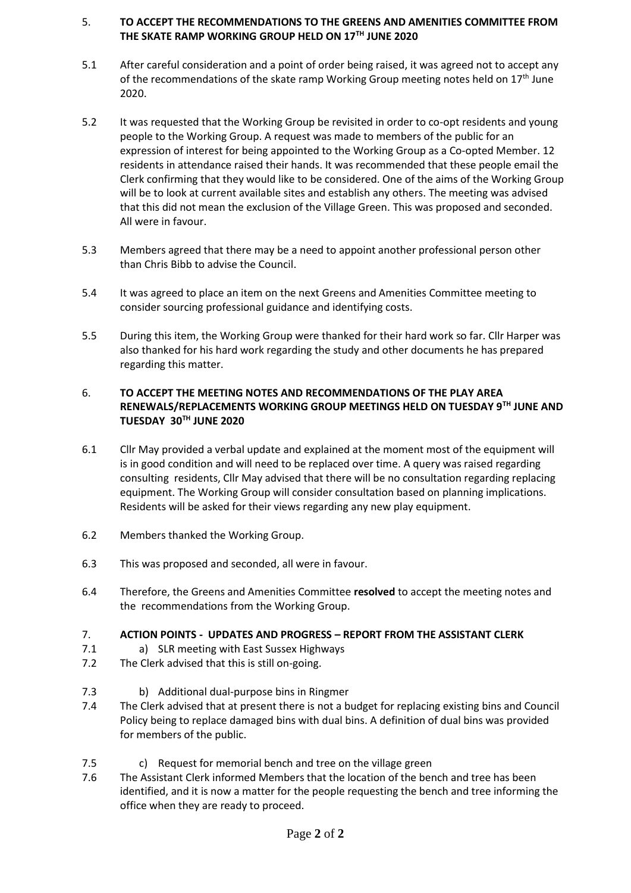5. **TO ACCEPT THE RECOMMENDATIONS TO THE GREENS AND AMENITIES COMMITTEE FROM THE SKATE RAMP WORKING GROUP HELD ON 17TH JUNE 2020**

5.1 After careful consideration and a point of order being raised, it was agreed not to accept any of the recommendations of the skate ramp Working Group meeting notes held on 17th June 2020.

5.2 It was requested that the Working Group be revisited in order to co-opt residents and young people to the Working Group. A request was made to members of the public for an expression of interest for being appointed to the Working Group as a Co-opted Member. 12 residents in attendance raised their hands. It was recommended that these people email the Clerk confirming that they would like to be considered. One of the aims of the Working Group will be to look at current available sites and establish any others. The meeting was advised that this did not mean the exclusion of the Village Green. This was proposed and seconded. All were in favour.

5.3 Members agreed that there may be a need to appoint another professional person other than Chris Bibb to advise the Council.

5.4 It was agreed to place an item on the next Greens and Amenities Committee meeting to consider sourcing professional guidance and identifying costs.

5.5 During this item, the Working Group were thanked for their hard work so far. Cllr Harper was also thanked for his hard work regarding the study and other documents he has prepared regarding this matter.

6. **TO ACCEPT THE MEETING NOTES AND RECOMMENDATIONS OF THE PLAY AREA RENEWALS/REPLACEMENTS WORKING GROUP MEETINGS HELD ON TUESDAY 9TH JUNE AND TUESDAY 30TH JUNE 2020**

6.1 Cllr May provided a verbal update and explained at the moment most of the equipment will is in good condition and will need to be replaced over time. A query was raised regarding consulting residents, Cllr May advised that there will be no consultation regarding replacing equipment. The Working Group will consider consultation based on planning implications. Residents will be asked for their views regarding any new play equipment.

6.2 Members thanked the Working Group.

6.3 This was proposed and seconded, all were in favour.

6.4 Therefore, the Greens and Amenities Committee **resolved** to accept the meeting notes and the recommendations from the Working Group.

7. **ACTION POINTS - UPDATES AND PROGRESS – REPORT FROM THE ASSISTANT CLERK**

7.1 a) SLR meeting with East Sussex Highways

7.2 The Clerk advised that this is still on-going.

7.3 b) Additional dual-purpose bins in Ringmer

7.4 The Clerk advised that at present there is not a budget for replacing existing bins and Council Policy being to replace damaged bins with dual bins. A definition of dual bins was provided for members of the public.

7.5 c) Request for memorial bench and tree on the village green

7.6 The Assistant Clerk informed Members that the location of the bench and tree has been identified, and it is now a matter for the people requesting the bench and tree informing the office when they are ready to proceed.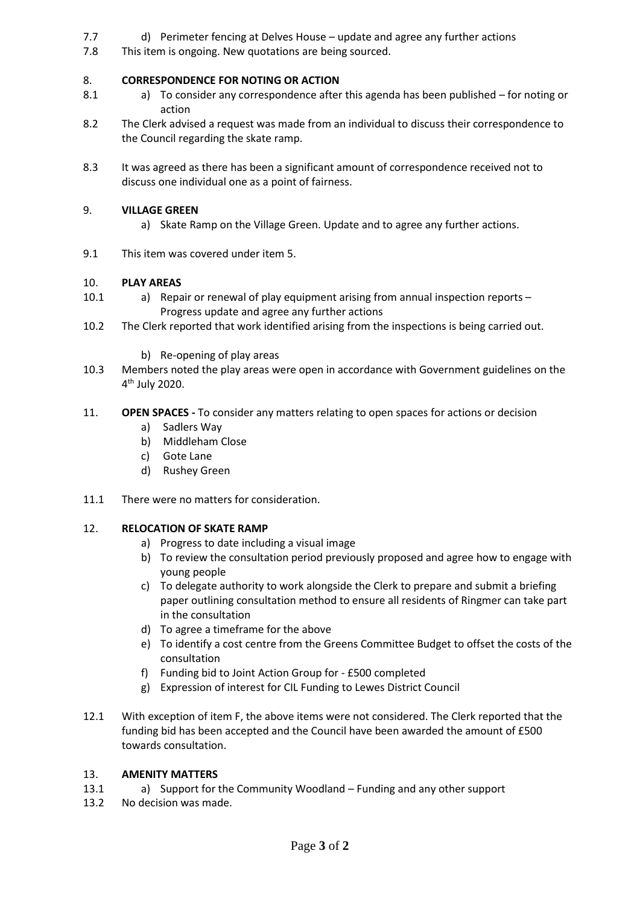7.7 d) Perimeter fencing at Delves House – update and agree any further actions

7.8 This item is ongoing. New quotations are being sourced.

8. **CORRESPONDENCE FOR NOTING OR ACTION**

8.1 a) To consider any correspondence after this agenda has been published – for noting or action

8.2 The Clerk advised a request was made from an individual to discuss their correspondence to the Council regarding the skate ramp.

8.3 It was agreed as there has been a significant amount of correspondence received not to discuss one individual one as a point of fairness.

9. **VILLAGE GREEN**

a) Skate Ramp on the Village Green. Update and to agree any further actions.

9.1 This item was covered under item 5.

10. **PLAY AREAS**

10.1 a) Repair or renewal of play equipment arising from annual inspection reports – Progress update and agree any further actions

10.2 The Clerk reported that work identified arising from the inspections is being carried out.

b) Re-opening of play areas

10.3 Members noted the play areas were open in accordance with Government guidelines on the 4th July 2020.

11. **OPEN SPACES -** To consider any matters relating to open spaces for actions or decision

a) Sadlers Way
b) Middleham Close
c) Gote Lane
d) Rushey Green

11.1 There were no matters for consideration.

12. **RELOCATION OF SKATE RAMP**

a) Progress to date including a visual image
b) To review the consultation period previously proposed and agree how to engage with young people
c) To delegate authority to work alongside the Clerk to prepare and submit a briefing paper outlining consultation method to ensure all residents of Ringmer can take part in the consultation
d) To agree a timeframe for the above
e) To identify a cost centre from the Greens Committee Budget to offset the costs of the consultation
f) Funding bid to Joint Action Group for - £500 completed
g) Expression of interest for CIL Funding to Lewes District Council

12.1 With exception of item F, the above items were not considered. The Clerk reported that the funding bid has been accepted and the Council have been awarded the amount of £500 towards consultation.

13. **AMENITY MATTERS**

13.1 a) Support for the Community Woodland – Funding and any other support

13.2 No decision was made.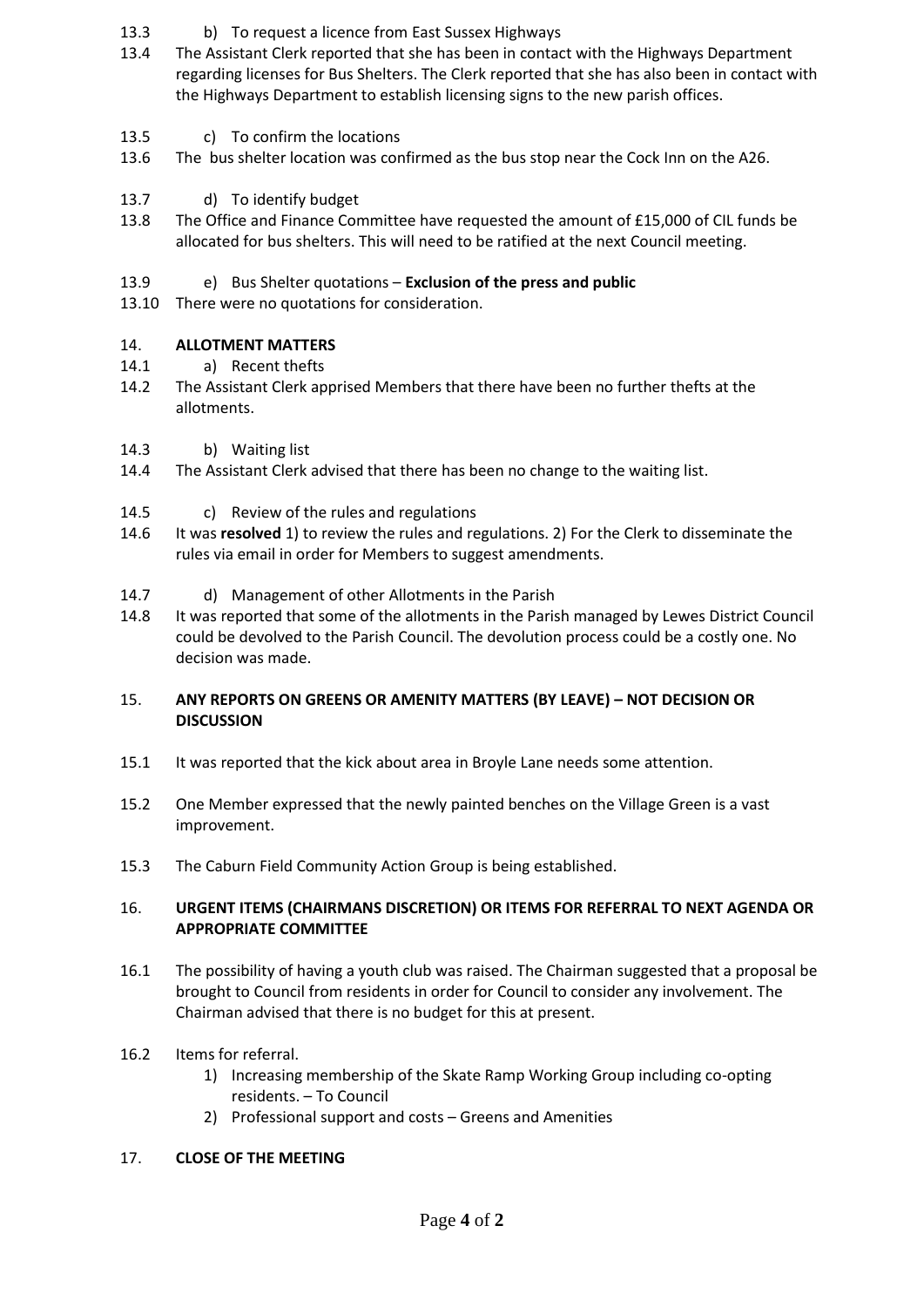13.3 b) To request a licence from East Sussex Highways

13.4 The Assistant Clerk reported that she has been in contact with the Highways Department regarding licenses for Bus Shelters. The Clerk reported that she has also been in contact with the Highways Department to establish licensing signs to the new parish offices.

13.5 c) To confirm the locations

13.6 The bus shelter location was confirmed as the bus stop near the Cock Inn on the A26.

13.7 d) To identify budget

13.8 The Office and Finance Committee have requested the amount of £15,000 of CIL funds be allocated for bus shelters. This will need to be ratified at the next Council meeting.

13.9 e) Bus Shelter quotations – **Exclusion of the press and public**

13.10 There were no quotations for consideration.

## 14. ALLOTMENT MATTERS

14.1 a) Recent thefts

14.2 The Assistant Clerk apprised Members that there have been no further thefts at the allotments.

14.3 b) Waiting list

14.4 The Assistant Clerk advised that there has been no change to the waiting list.

14.5 c) Review of the rules and regulations

14.6 It was **resolved** 1) to review the rules and regulations. 2) For the Clerk to disseminate the rules via email in order for Members to suggest amendments.

14.7 d) Management of other Allotments in the Parish

14.8 It was reported that some of the allotments in the Parish managed by Lewes District Council could be devolved to the Parish Council. The devolution process could be a costly one. No decision was made.

## 15. ANY REPORTS ON GREENS OR AMENITY MATTERS (BY LEAVE) – NOT DECISION OR DISCUSSION

15.1 It was reported that the kick about area in Broyle Lane needs some attention.

15.2 One Member expressed that the newly painted benches on the Village Green is a vast improvement.

15.3 The Caburn Field Community Action Group is being established.

## 16. URGENT ITEMS (CHAIRMANS DISCRETION) OR ITEMS FOR REFERRAL TO NEXT AGENDA OR APPROPRIATE COMMITTEE

16.1 The possibility of having a youth club was raised. The Chairman suggested that a proposal be brought to Council from residents in order for Council to consider any involvement. The Chairman advised that there is no budget for this at present.

16.2 Items for referral.

1) Increasing membership of the Skate Ramp Working Group including co-opting residents. – To Council
2) Professional support and costs – Greens and Amenities

## 17. CLOSE OF THE MEETING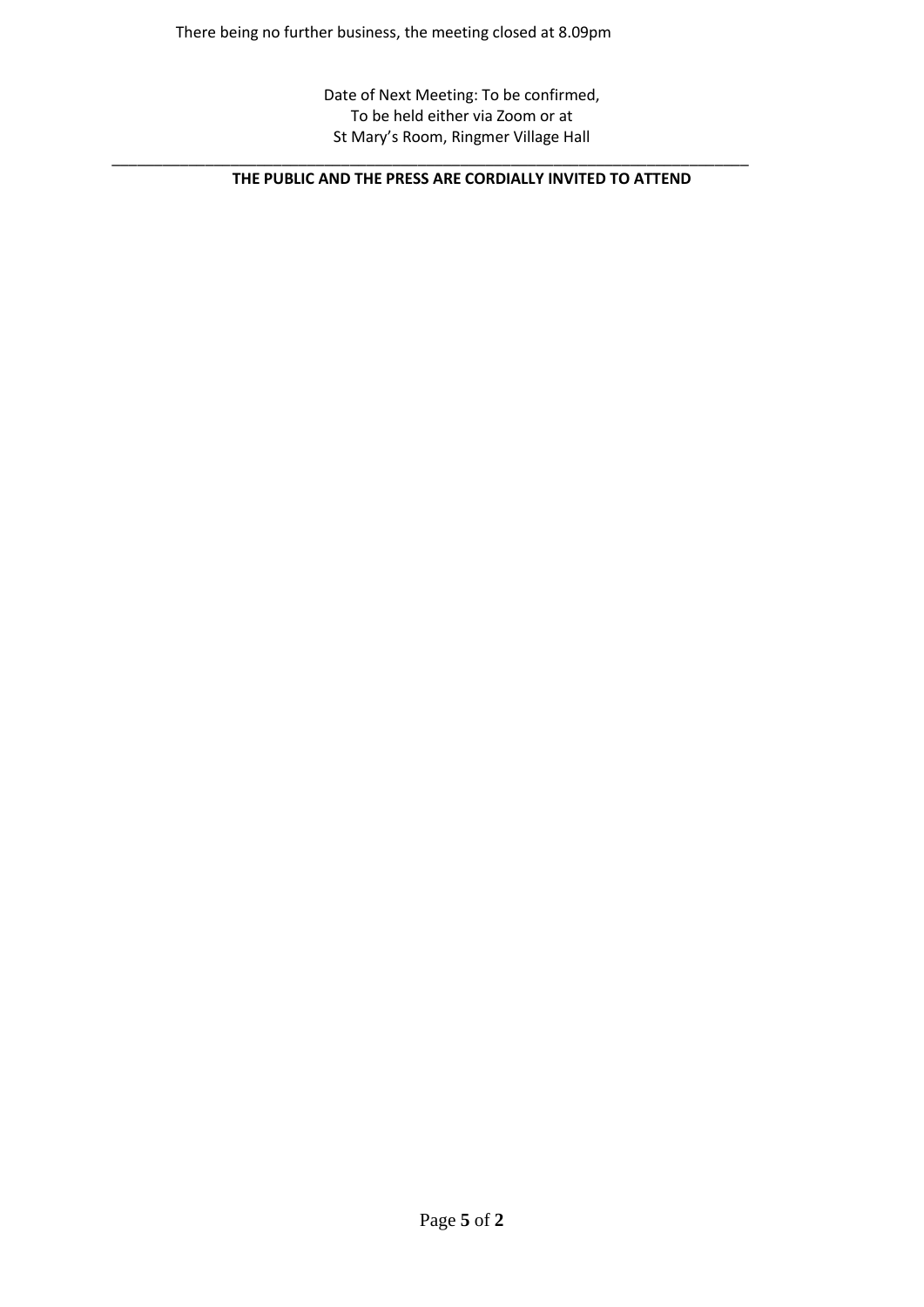There being no further business, the meeting closed at 8.09pm

Date of Next Meeting: To be confirmed,
To be held either via Zoom or at
St Mary's Room, Ringmer Village Hall

---

**THE PUBLIC AND THE PRESS ARE CORDIALLY INVITED TO ATTEND**